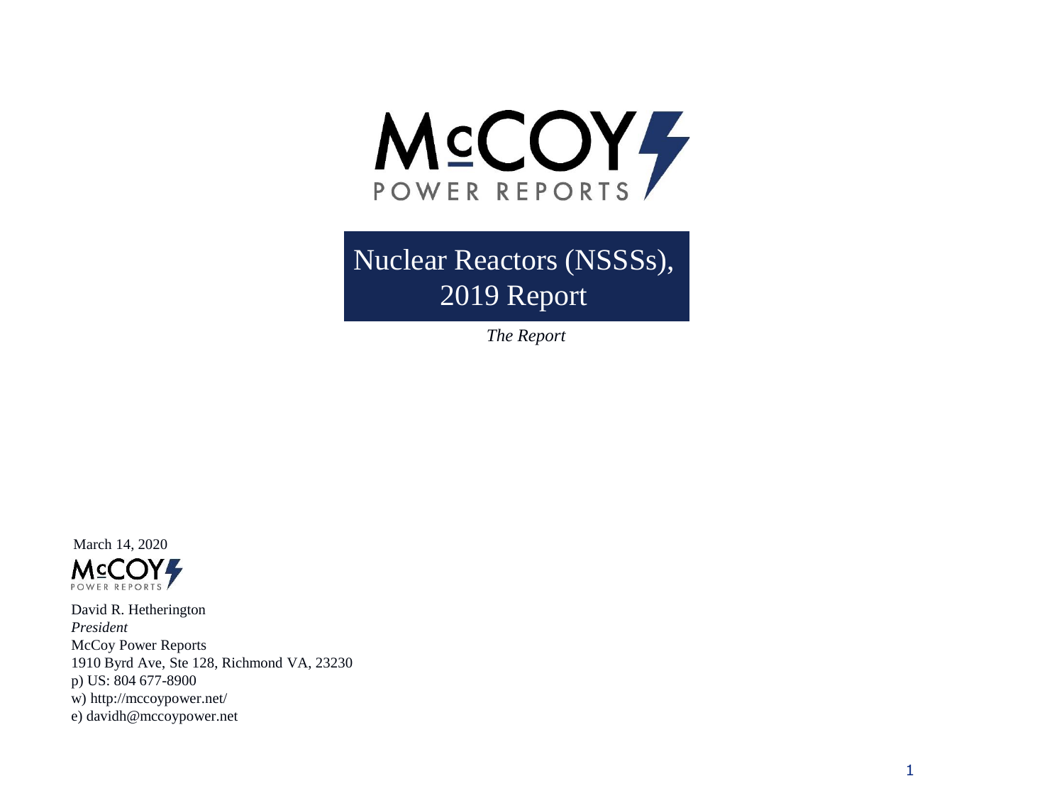McCOY POWER REPORTS

# Nuclear Reactors (NSSSs), 2019 Report

*The Report*

March 14, 2020

McCOY POWER REPORTS

David R. Hetherington
*President*
McCoy Power Reports
1910 Byrd Ave, Ste 128, Richmond VA, 23230
p) US: 804 677-8900
w) http://mccoypower.net/
e) davidh@mccoypower.net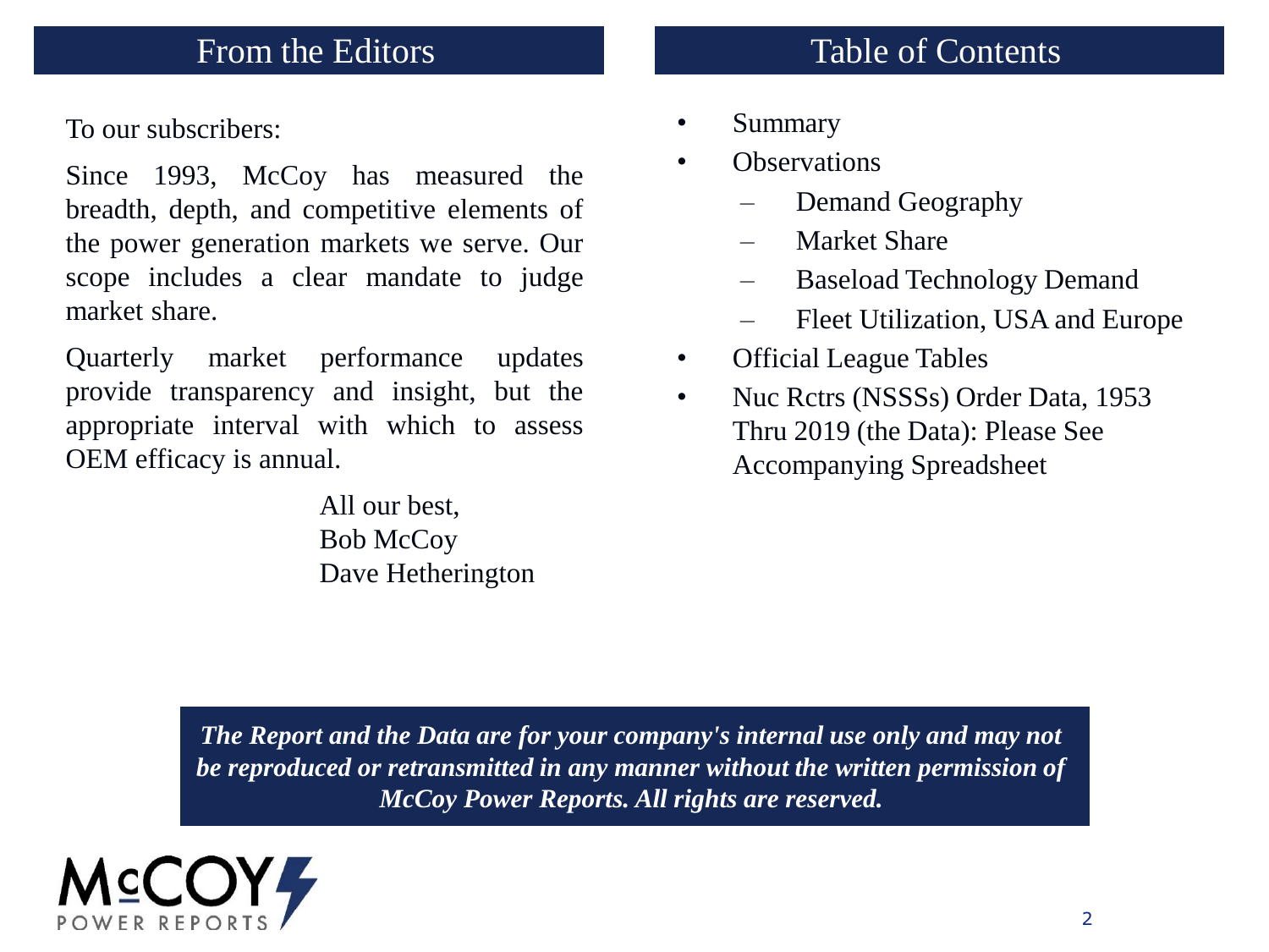## From the Editors

To our subscribers:

Since 1993, McCoy has measured the breadth, depth, and competitive elements of the power generation markets we serve. Our scope includes a clear mandate to judge market share.

Quarterly market performance updates provide transparency and insight, but the appropriate interval with which to assess OEM efficacy is annual.

All our best,
Bob McCoy
Dave Hetherington

## Table of Contents

- Summary
- Observations
  - Demand Geography
  - Market Share
  - Baseload Technology Demand
  - Fleet Utilization, USA and Europe
- Official League Tables
- Nuc Rctrs (NSSSs) Order Data, 1953 Thru 2019 (the Data): Please See Accompanying Spreadsheet

***The Report and the Data are for your company's internal use only and may not be reproduced or retransmitted in any manner without the written permission of McCoy Power Reports. All rights are reserved.***

McCOY POWER REPORTS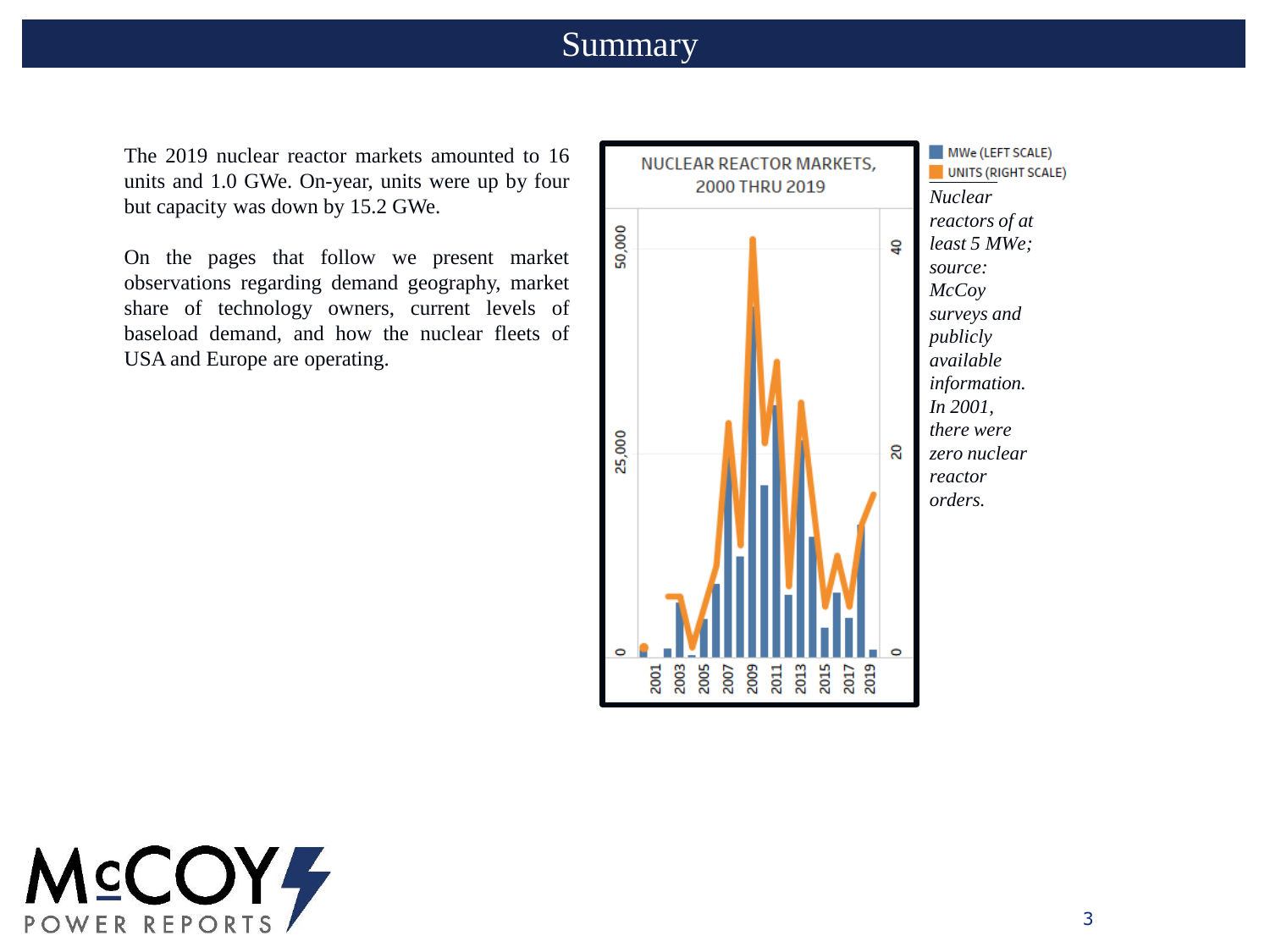# Summary

The 2019 nuclear reactor markets amounted to 16 units and 1.0 GWe. On-year, units were up by four but capacity was down by 15.2 GWe.

On the pages that follow we present market observations regarding demand geography, market share of technology owners, current levels of baseload demand, and how the nuclear fleets of USA and Europe are operating.

NUCLEAR REACTOR MARKETS, 2000 THRU 2019

MWe (LEFT SCALE)
UNITS (RIGHT SCALE)

*Nuclear reactors of at least 5 MWe; source: McCoy surveys and publicly available information. In 2001, there were zero nuclear reactor orders.*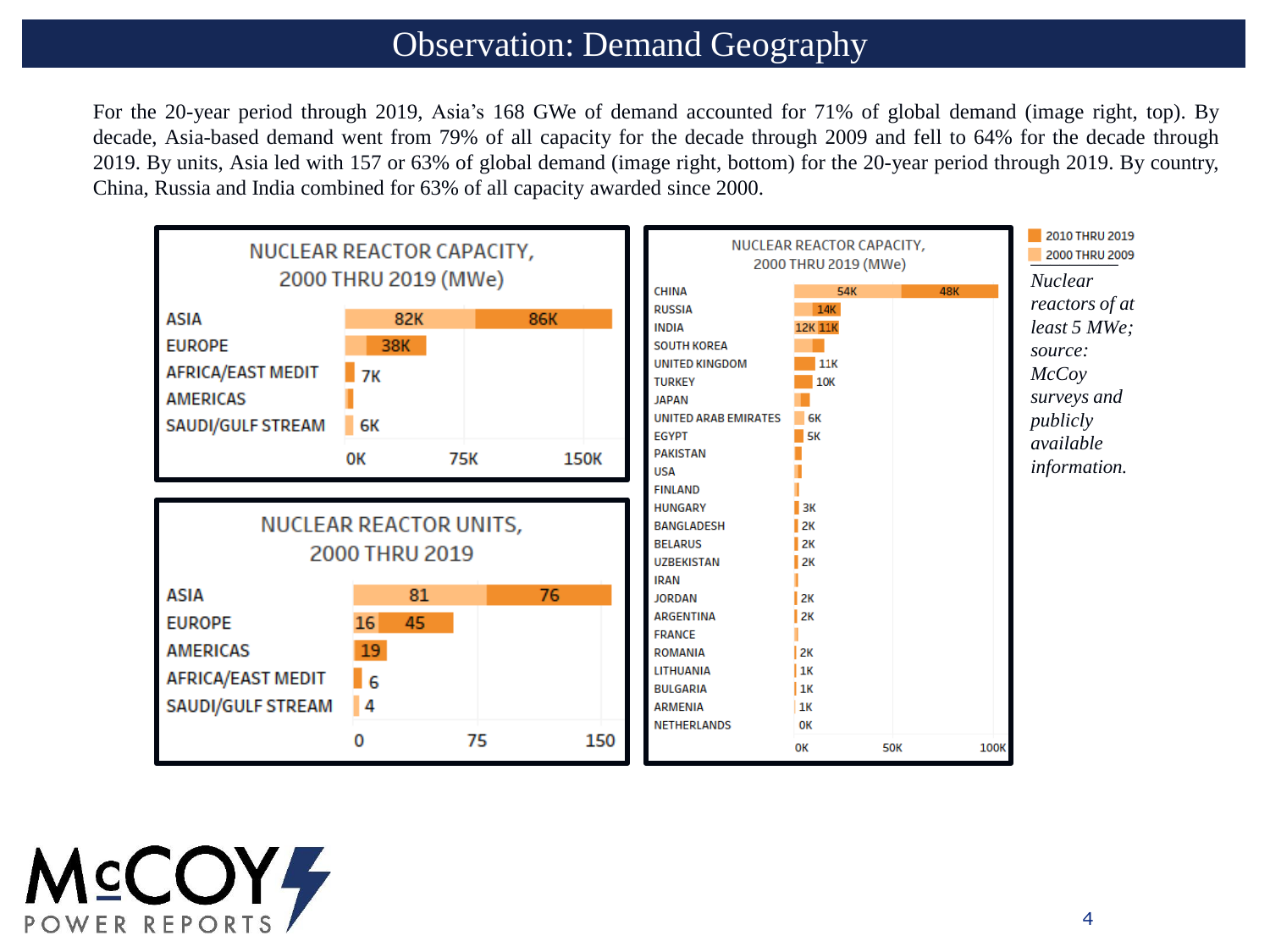# Observation: Demand Geography

For the 20-year period through 2019, Asia's 168 GWe of demand accounted for 71% of global demand (image right, top). By decade, Asia-based demand went from 79% of all capacity for the decade through 2009 and fell to 64% for the decade through 2019. By units, Asia led with 157 or 63% of global demand (image right, bottom) for the 20-year period through 2019. By country, China, Russia and India combined for 63% of all capacity awarded since 2000.

**NUCLEAR REACTOR CAPACITY, 2000 THRU 2019 (MWe)**

| Region | 2000 thru 2009 | 2010 thru 2019 |
|---|---|---|
| ASIA | 82K | 86K |
| EUROPE | | 38K |
| AFRICA/EAST MEDIT | | 7K |
| AMERICAS | | |
| SAUDI/GULF STREAM | 6K | |

**NUCLEAR REACTOR UNITS, 2000 THRU 2019**

| Region | 2000 thru 2009 | 2010 thru 2019 |
|---|---|---|
| ASIA | 81 | 76 |
| EUROPE | 16 | 45 |
| AMERICAS | | 19 |
| AFRICA/EAST MEDIT | | 6 |
| SAUDI/GULF STREAM | 4 | |

**NUCLEAR REACTOR CAPACITY, 2000 THRU 2019 (MWe)**

| Country | 2000 thru 2009 | 2010 thru 2019 |
|---|---|---|
| CHINA | 54K | 48K |
| RUSSIA | | 14K |
| INDIA | 12K | 11K |
| SOUTH KOREA | | |
| UNITED KINGDOM | | 11K |
| TURKEY | | 10K |
| JAPAN | | |
| UNITED ARAB EMIRATES | 6K | |
| EGYPT | | 5K |
| PAKISTAN | | |
| USA | | |
| FINLAND | | |
| HUNGARY | | 3K |
| BANGLADESH | | 2K |
| BELARUS | | 2K |
| UZBEKISTAN | | 2K |
| IRAN | | |
| JORDAN | | 2K |
| ARGENTINA | | 2K |
| FRANCE | | |
| ROMANIA | | 2K |
| LITHUANIA | | 1K |
| BULGARIA | | 1K |
| ARMENIA | | 1K |
| NETHERLANDS | | 0K |

Legend: 2010 THRU 2019; 2000 THRU 2009

*Nuclear reactors of at least 5 MWe; source: McCoy surveys and publicly available information.*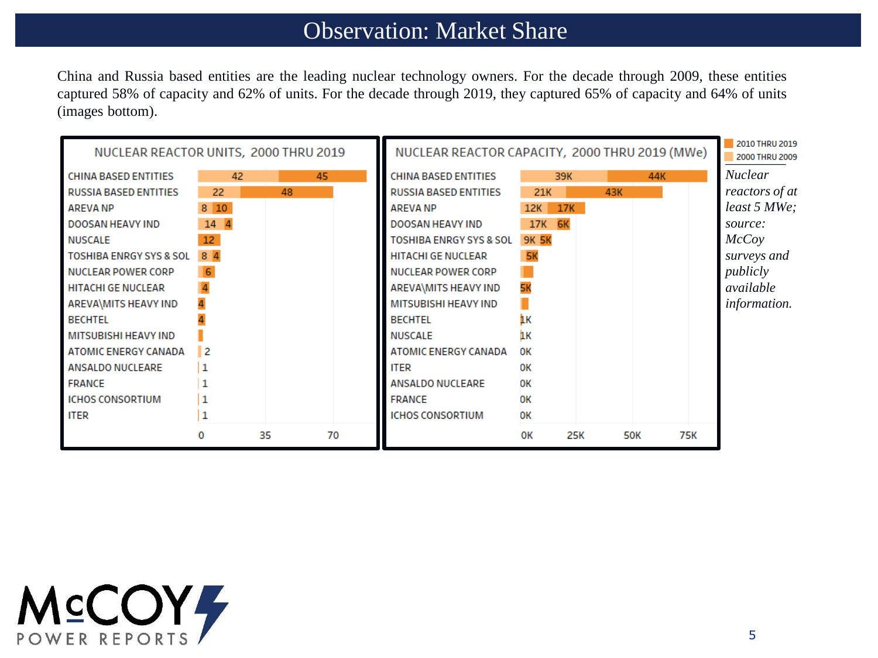# Observation: Market Share

China and Russia based entities are the leading nuclear technology owners. For the decade through 2009, these entities captured 58% of capacity and 62% of units. For the decade through 2019, they captured 65% of capacity and 64% of units (images bottom).

**NUCLEAR REACTOR UNITS, 2000 THRU 2019**

| Entity | 2000 THRU 2009 | 2010 THRU 2019 |
|---|---|---|
| CHINA BASED ENTITIES | 42 | 45 |
| RUSSIA BASED ENTITIES | 22 | 48 |
| AREVA NP | 8 | 10 |
| DOOSAN HEAVY IND | 14 | 4 |
| NUSCALE | | 12 |
| TOSHIBA ENRGY SYS & SOL | 8 | 4 |
| NUCLEAR POWER CORP | | 6 |
| HITACHI GE NUCLEAR | | 4 |
| AREVA\MITS HEAVY IND | | 4 |
| BECHTEL | | 4 |
| MITSUBISHI HEAVY IND | | |
| ATOMIC ENERGY CANADA | 2 | |
| ANSALDO NUCLEARE | 1 | |
| FRANCE | 1 | |
| ICHOS CONSORTIUM | 1 | |
| ITER | 1 | |

**NUCLEAR REACTOR CAPACITY, 2000 THRU 2019 (MWe)**

| Entity | 2000 THRU 2009 | 2010 THRU 2019 |
|---|---|---|
| CHINA BASED ENTITIES | 39K | 44K |
| RUSSIA BASED ENTITIES | 21K | 43K |
| AREVA NP | 12K | 17K |
| DOOSAN HEAVY IND | 17K | 6K |
| TOSHIBA ENRGY SYS & SOL | 9K | 5K |
| HITACHI GE NUCLEAR | | 5K |
| NUCLEAR POWER CORP | | |
| AREVA\MITS HEAVY IND | | 5K |
| MITSUBISHI HEAVY IND | | |
| BECHTEL | | 1K |
| NUSCALE | | 1K |
| ATOMIC ENERGY CANADA | 0K | |
| ITER | 0K | |
| ANSALDO NUCLEARE | 0K | |
| FRANCE | 0K | |
| ICHOS CONSORTIUM | 0K | |

*Nuclear reactors of at least 5 MWe; source: McCoy surveys and publicly available information.*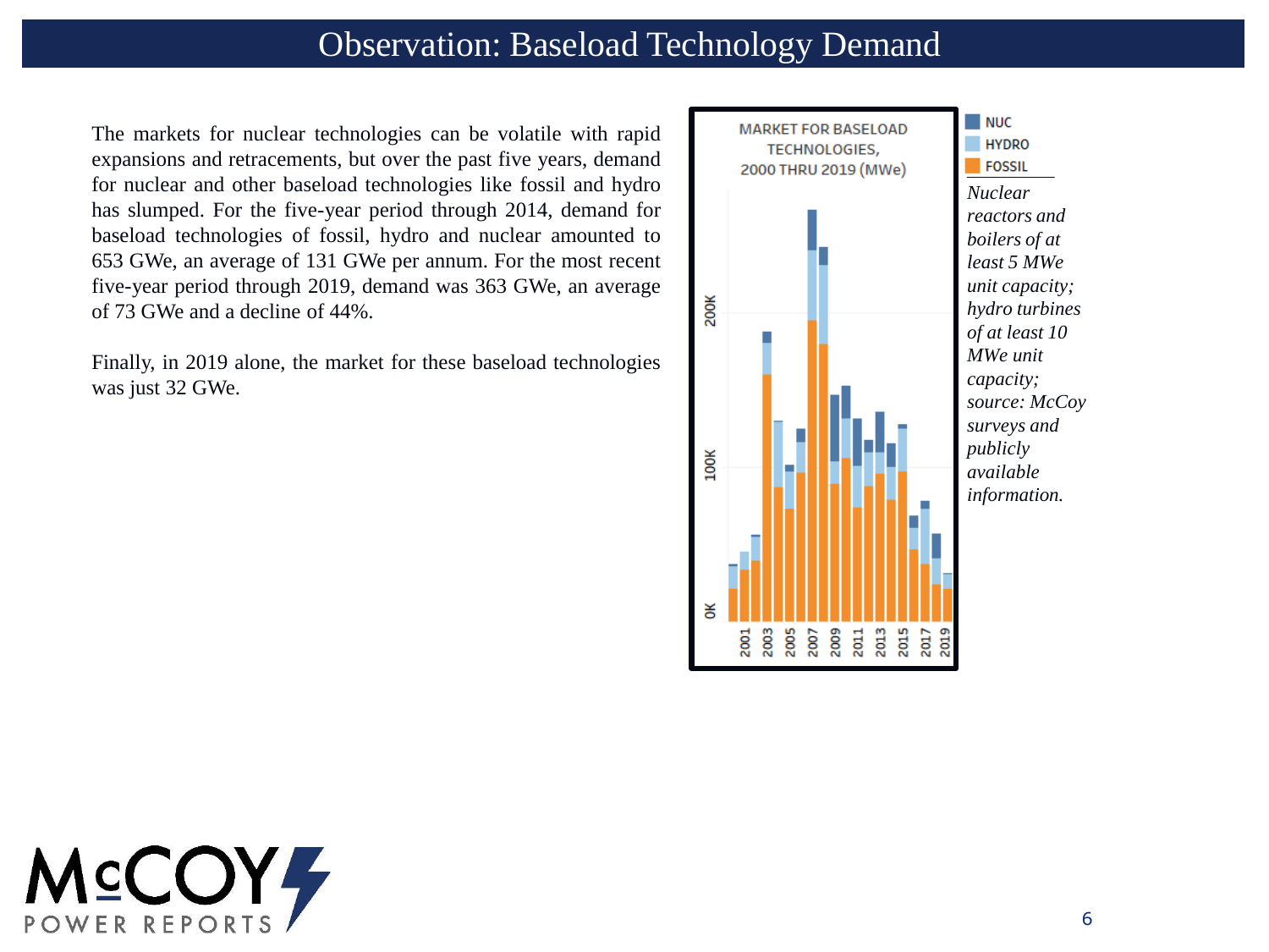# Observation: Baseload Technology Demand

The markets for nuclear technologies can be volatile with rapid expansions and retracements, but over the past five years, demand for nuclear and other baseload technologies like fossil and hydro has slumped. For the five-year period through 2014, demand for baseload technologies of fossil, hydro and nuclear amounted to 653 GWe, an average of 131 GWe per annum. For the most recent five-year period through 2019, demand was 363 GWe, an average of 73 GWe and a decline of 44%.

Finally, in 2019 alone, the market for these baseload technologies was just 32 GWe.

MARKET FOR BASELOAD TECHNOLOGIES, 2000 THRU 2019 (MWe)

NUC
HYDRO
FOSSIL

*Nuclear reactors and boilers of at least 5 MWe unit capacity; hydro turbines of at least 10 MWe unit capacity; source: McCoy surveys and publicly available information.*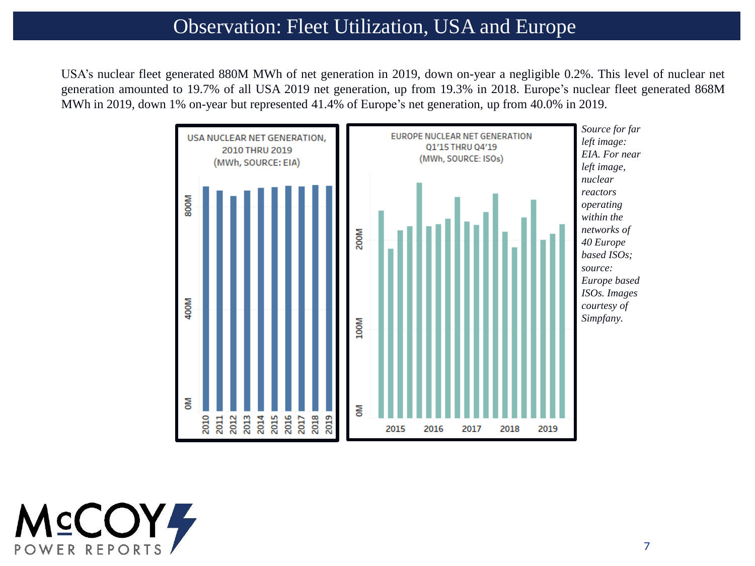# Observation: Fleet Utilization, USA and Europe

USA's nuclear fleet generated 880M MWh of net generation in 2019, down on-year a negligible 0.2%. This level of nuclear net generation amounted to 19.7% of all USA 2019 net generation, up from 19.3% in 2018. Europe's nuclear fleet generated 868M MWh in 2019, down 1% on-year but represented 41.4% of Europe's net generation, up from 40.0% in 2019.

USA NUCLEAR NET GENERATION, 2010 THRU 2019 (MWh, SOURCE: EIA)

EUROPE NUCLEAR NET GENERATION Q1'15 THRU Q4'19 (MWh, SOURCE: ISOs)

*Source for far left image: EIA. For near left image, nuclear reactors operating within the networks of 40 Europe based ISOs; source: Europe based ISOs. Images courtesy of Simpfany.*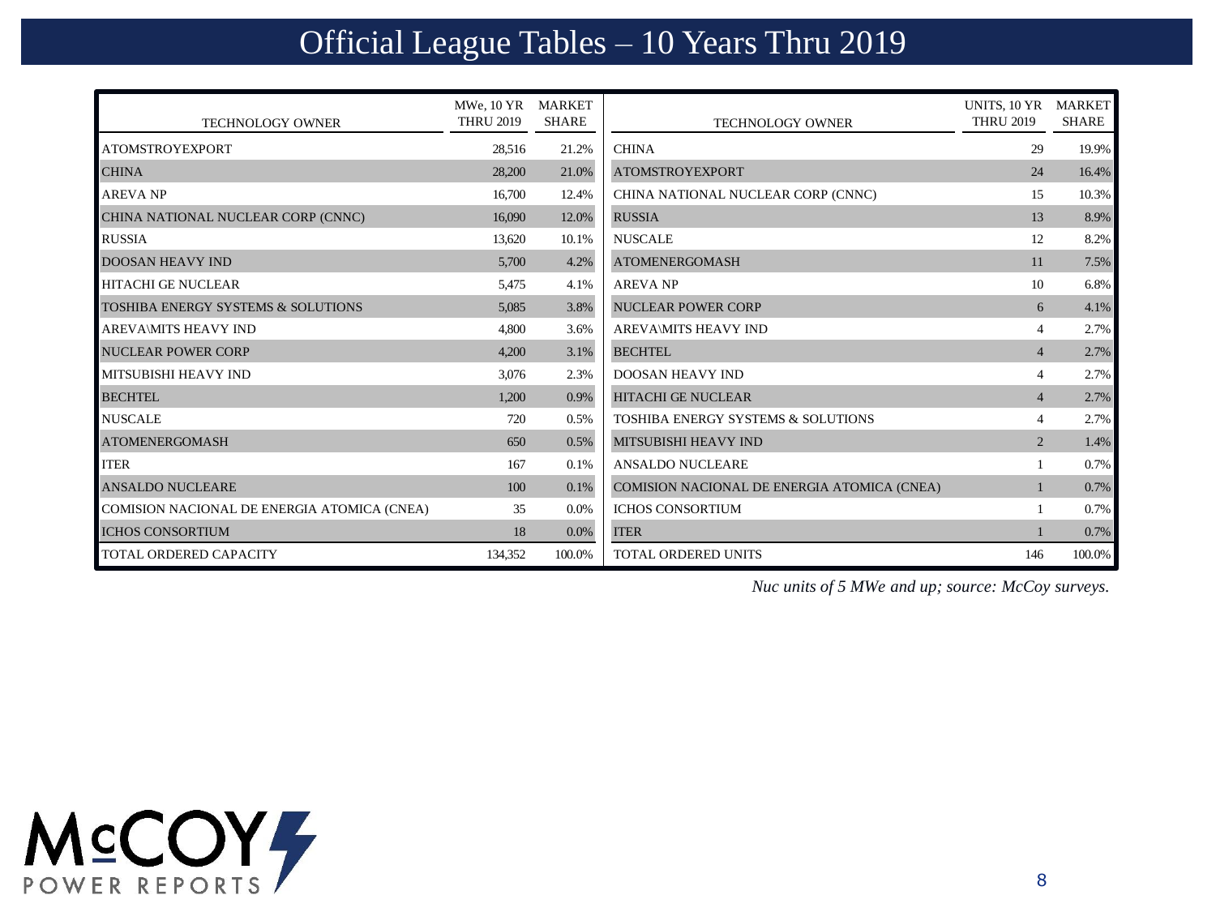# Official League Tables – 10 Years Thru 2019

| TECHNOLOGY OWNER | MWe, 10 YR THRU 2019 | MARKET SHARE |
|---|---|---|
| ATOMSTROYEXPORT | 28,516 | 21.2% |
| CHINA | 28,200 | 21.0% |
| AREVA NP | 16,700 | 12.4% |
| CHINA NATIONAL NUCLEAR CORP (CNNC) | 16,090 | 12.0% |
| RUSSIA | 13,620 | 10.1% |
| DOOSAN HEAVY IND | 5,700 | 4.2% |
| HITACHI GE NUCLEAR | 5,475 | 4.1% |
| TOSHIBA ENERGY SYSTEMS & SOLUTIONS | 5,085 | 3.8% |
| AREVA\MITS HEAVY IND | 4,800 | 3.6% |
| NUCLEAR POWER CORP | 4,200 | 3.1% |
| MITSUBISHI HEAVY IND | 3,076 | 2.3% |
| BECHTEL | 1,200 | 0.9% |
| NUSCALE | 720 | 0.5% |
| ATOMENERGOMASH | 650 | 0.5% |
| ITER | 167 | 0.1% |
| ANSALDO NUCLEARE | 100 | 0.1% |
| COMISION NACIONAL DE ENERGIA ATOMICA (CNEA) | 35 | 0.0% |
| ICHOS CONSORTIUM | 18 | 0.0% |
| TOTAL ORDERED CAPACITY | 134,352 | 100.0% |

| TECHNOLOGY OWNER | UNITS, 10 YR THRU 2019 | MARKET SHARE |
|---|---|---|
| CHINA | 29 | 19.9% |
| ATOMSTROYEXPORT | 24 | 16.4% |
| CHINA NATIONAL NUCLEAR CORP (CNNC) | 15 | 10.3% |
| RUSSIA | 13 | 8.9% |
| NUSCALE | 12 | 8.2% |
| ATOMENERGOMASH | 11 | 7.5% |
| AREVA NP | 10 | 6.8% |
| NUCLEAR POWER CORP | 6 | 4.1% |
| AREVA\MITS HEAVY IND | 4 | 2.7% |
| BECHTEL | 4 | 2.7% |
| DOOSAN HEAVY IND | 4 | 2.7% |
| HITACHI GE NUCLEAR | 4 | 2.7% |
| TOSHIBA ENERGY SYSTEMS & SOLUTIONS | 4 | 2.7% |
| MITSUBISHI HEAVY IND | 2 | 1.4% |
| ANSALDO NUCLEARE | 1 | 0.7% |
| COMISION NACIONAL DE ENERGIA ATOMICA (CNEA) | 1 | 0.7% |
| ICHOS CONSORTIUM | 1 | 0.7% |
| ITER | 1 | 0.7% |
| TOTAL ORDERED UNITS | 146 | 100.0% |

*Nuc units of 5 MWe and up; source: McCoy surveys.*

McCOY POWER REPORTS